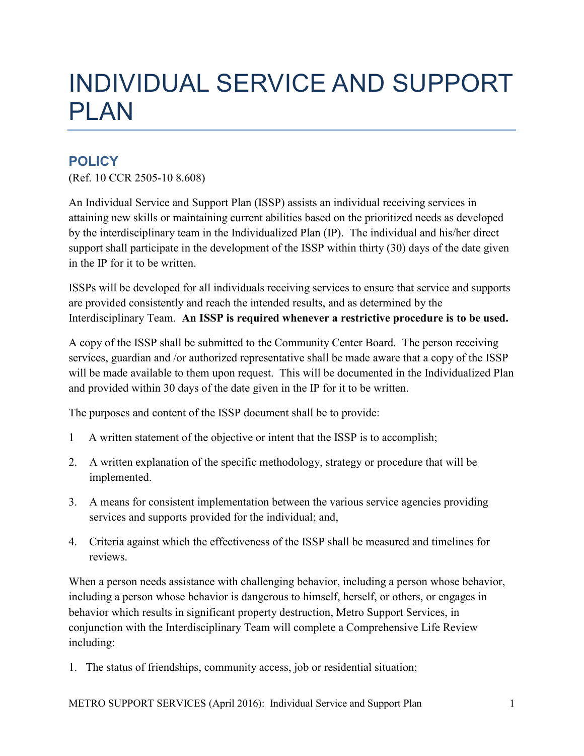# INDIVIDUAL SERVICE AND SUPPORT PLAN

## POLICY

(Ref. 10 CCR 2505-10 8.608)

An Individual Service and Support Plan (ISSP) assists an individual receiving services in attaining new skills or maintaining current abilities based on the prioritized needs as developed by the interdisciplinary team in the Individualized Plan (IP). The individual and his/her direct support shall participate in the development of the ISSP within thirty (30) days of the date given in the IP for it to be written.

ISSPs will be developed for all individuals receiving services to ensure that service and supports are provided consistently and reach the intended results, and as determined by the Interdisciplinary Team. **An ISSP is required whenever a restrictive procedure is to be used.**

A copy of the ISSP shall be submitted to the Community Center Board. The person receiving services, guardian and /or authorized representative shall be made aware that a copy of the ISSP will be made available to them upon request. This will be documented in the Individualized Plan and provided within 30 days of the date given in the IP for it to be written.

The purposes and content of the ISSP document shall be to provide:

1 A written statement of the objective or intent that the ISSP is to accomplish;

2. A written explanation of the specific methodology, strategy or procedure that will be implemented.

3. A means for consistent implementation between the various service agencies providing services and supports provided for the individual; and,

4. Criteria against which the effectiveness of the ISSP shall be measured and timelines for reviews.

When a person needs assistance with challenging behavior, including a person whose behavior, including a person whose behavior is dangerous to himself, herself, or others, or engages in behavior which results in significant property destruction, Metro Support Services, in conjunction with the Interdisciplinary Team will complete a Comprehensive Life Review including:

1. The status of friendships, community access, job or residential situation;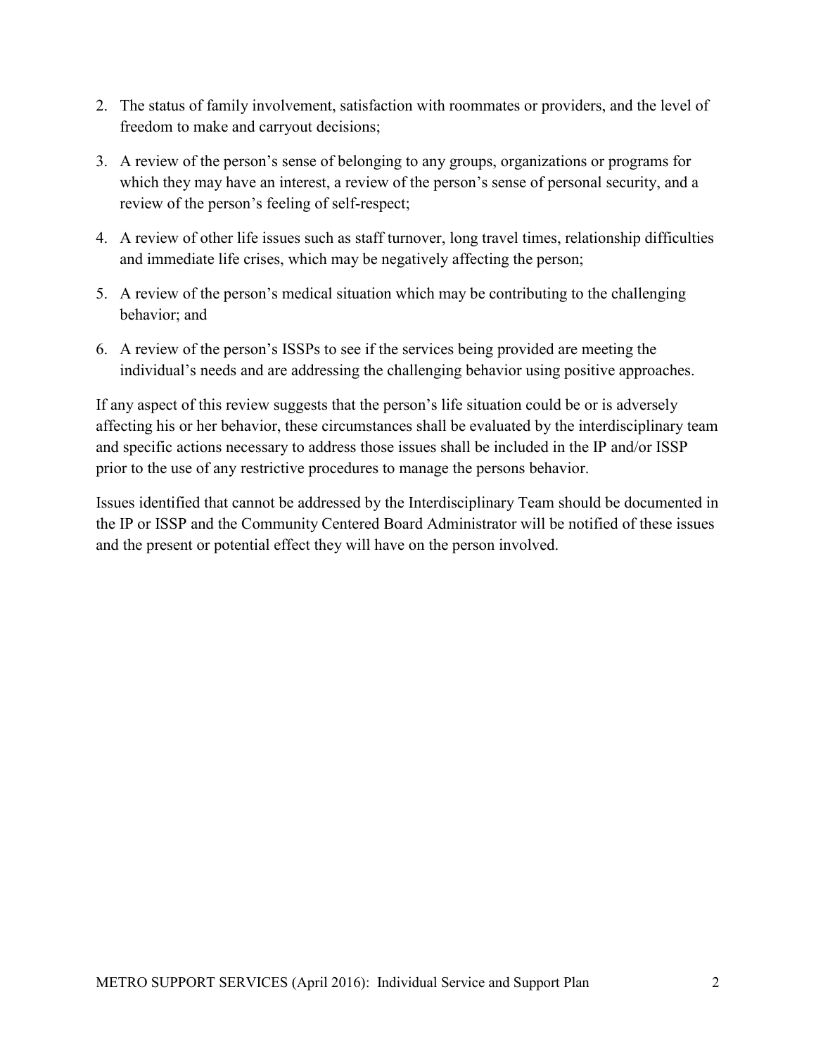2. The status of family involvement, satisfaction with roommates or providers, and the level of freedom to make and carryout decisions;
3. A review of the person's sense of belonging to any groups, organizations or programs for which they may have an interest, a review of the person's sense of personal security, and a review of the person's feeling of self-respect;
4. A review of other life issues such as staff turnover, long travel times, relationship difficulties and immediate life crises, which may be negatively affecting the person;
5. A review of the person's medical situation which may be contributing to the challenging behavior; and
6. A review of the person's ISSPs to see if the services being provided are meeting the individual's needs and are addressing the challenging behavior using positive approaches.

If any aspect of this review suggests that the person's life situation could be or is adversely affecting his or her behavior, these circumstances shall be evaluated by the interdisciplinary team and specific actions necessary to address those issues shall be included in the IP and/or ISSP prior to the use of any restrictive procedures to manage the persons behavior.

Issues identified that cannot be addressed by the Interdisciplinary Team should be documented in the IP or ISSP and the Community Centered Board Administrator will be notified of these issues and the present or potential effect they will have on the person involved.